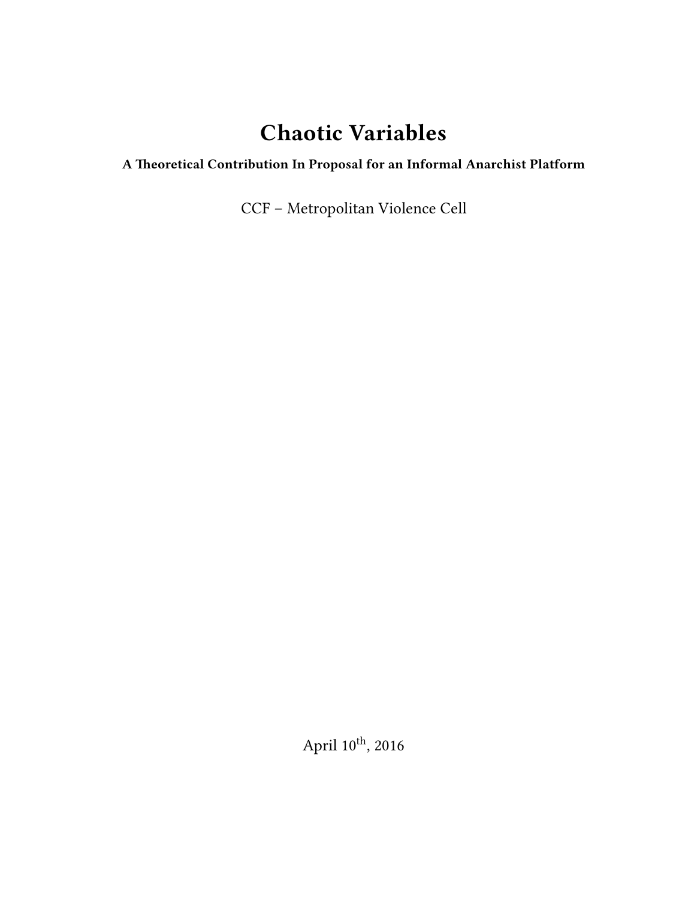# Chaotic Variables

**A Theoretical Contribution In Proposal for an Informal Anarchist Platform**

CCF – Metropolitan Violence Cell

April 10th, 2016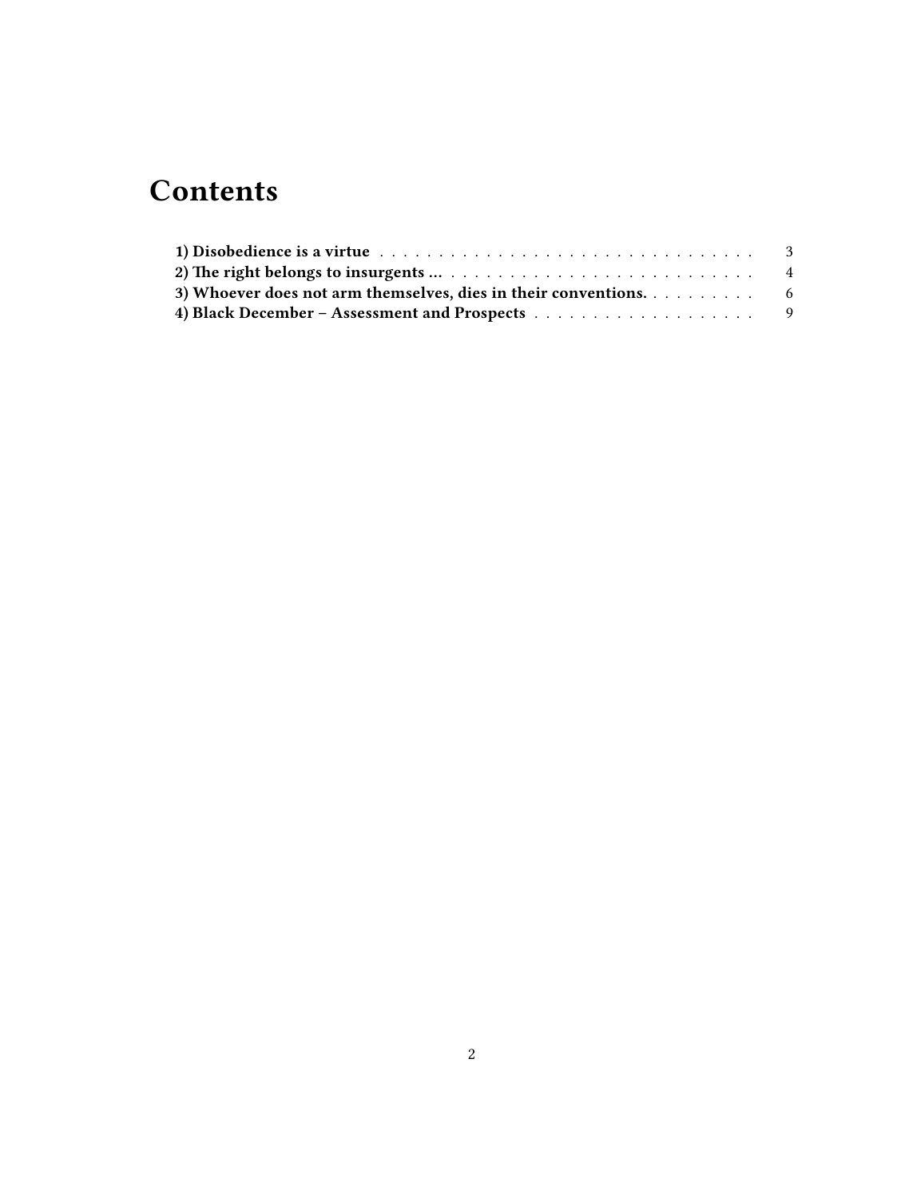# Contents

- **1) Disobedience is a virtue** . . . . . . . . . . . . . . . . . . . . . . . . . . . . . . . . . 3
- **2) The right belongs to insurgents …** . . . . . . . . . . . . . . . . . . . . . . . . . . . 4
- **3) Whoever does not arm themselves, dies in their conventions.** . . . . . . . . . . 6
- **4) Black December – Assessment and Prospects** . . . . . . . . . . . . . . . . . . . . 9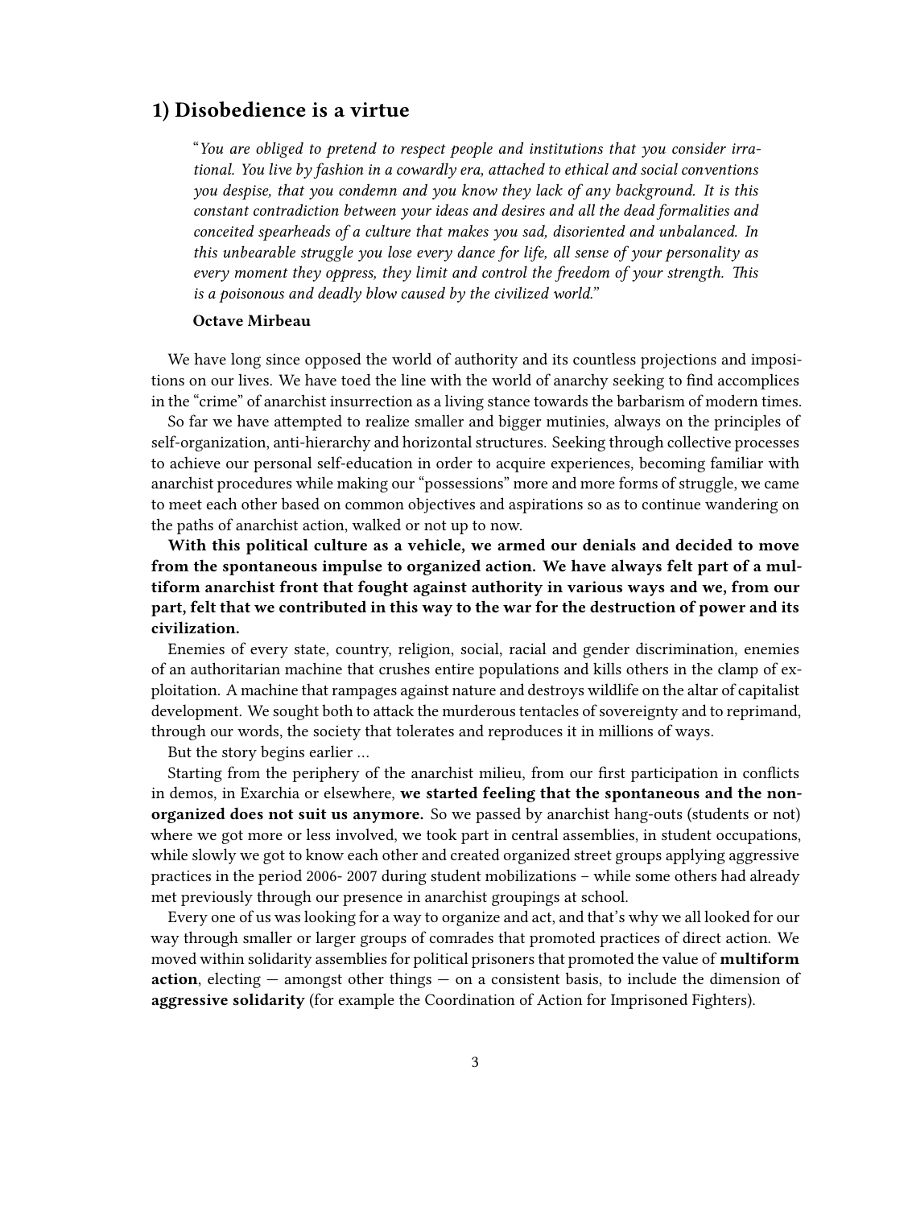## 1) Disobedience is a virtue

> “*You are obliged to pretend to respect people and institutions that you consider irrational. You live by fashion in a cowardly era, attached to ethical and social conventions you despise, that you condemn and you know they lack of any background. It is this constant contradiction between your ideas and desires and all the dead formalities and conceited spearheads of a culture that makes you sad, disoriented and unbalanced. In this unbearable struggle you lose every dance for life, all sense of your personality as every moment they oppress, they limit and control the freedom of your strength. This is a poisonous and deadly blow caused by the civilized world.*”
>
> **Octave Mirbeau**

We have long since opposed the world of authority and its countless projections and impositions on our lives. We have toed the line with the world of anarchy seeking to find accomplices in the “crime” of anarchist insurrection as a living stance towards the barbarism of modern times.

So far we have attempted to realize smaller and bigger mutinies, always on the principles of self-organization, anti-hierarchy and horizontal structures. Seeking through collective processes to achieve our personal self-education in order to acquire experiences, becoming familiar with anarchist procedures while making our “possessions” more and more forms of struggle, we came to meet each other based on common objectives and aspirations so as to continue wandering on the paths of anarchist action, walked or not up to now.

**With this political culture as a vehicle, we armed our denials and decided to move from the spontaneous impulse to organized action. We have always felt part of a multiform anarchist front that fought against authority in various ways and we, from our part, felt that we contributed in this way to the war for the destruction of power and its civilization.**

Enemies of every state, country, religion, social, racial and gender discrimination, enemies of an authoritarian machine that crushes entire populations and kills others in the clamp of exploitation. A machine that rampages against nature and destroys wildlife on the altar of capitalist development. We sought both to attack the murderous tentacles of sovereignty and to reprimand, through our words, the society that tolerates and reproduces it in millions of ways.

But the story begins earlier …

Starting from the periphery of the anarchist milieu, from our first participation in conflicts in demos, in Exarchia or elsewhere, **we started feeling that the spontaneous and the non-organized does not suit us anymore.** So we passed by anarchist hang-outs (students or not) where we got more or less involved, we took part in central assemblies, in student occupations, while slowly we got to know each other and created organized street groups applying aggressive practices in the period 2006- 2007 during student mobilizations – while some others had already met previously through our presence in anarchist groupings at school.

Every one of us was looking for a way to organize and act, and that’s why we all looked for our way through smaller or larger groups of comrades that promoted practices of direct action. We moved within solidarity assemblies for political prisoners that promoted the value of **multiform action**, electing — amongst other things — on a consistent basis, to include the dimension of **aggressive solidarity** (for example the Coordination of Action for Imprisoned Fighters).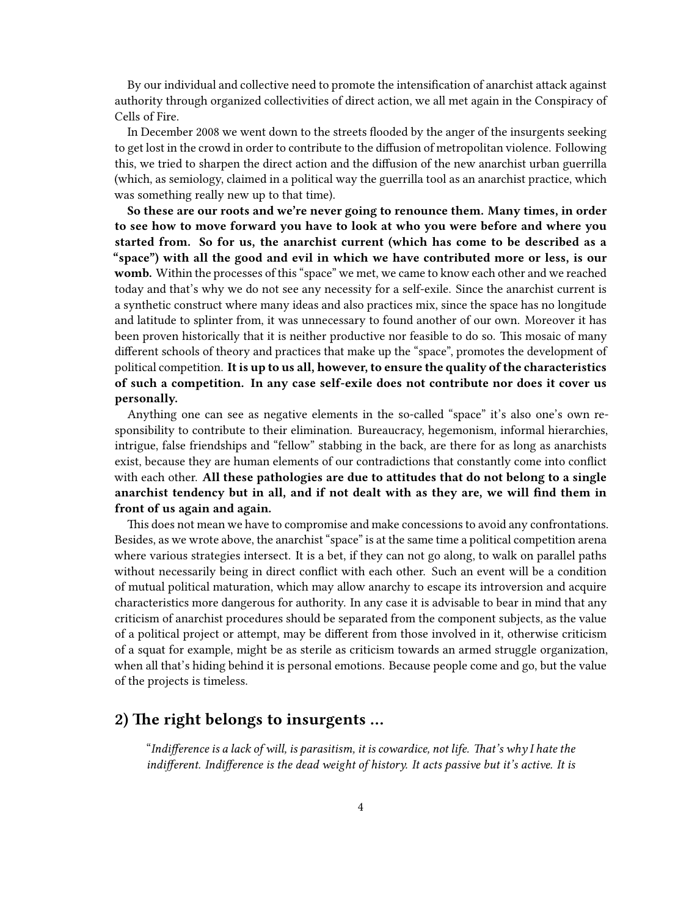By our individual and collective need to promote the intensification of anarchist attack against authority through organized collectivities of direct action, we all met again in the Conspiracy of Cells of Fire.

In December 2008 we went down to the streets flooded by the anger of the insurgents seeking to get lost in the crowd in order to contribute to the diffusion of metropolitan violence. Following this, we tried to sharpen the direct action and the diffusion of the new anarchist urban guerrilla (which, as semiology, claimed in a political way the guerrilla tool as an anarchist practice, which was something really new up to that time).

**So these are our roots and we're never going to renounce them. Many times, in order to see how to move forward you have to look at who you were before and where you started from. So for us, the anarchist current (which has come to be described as a "space") with all the good and evil in which we have contributed more or less, is our womb.** Within the processes of this "space" we met, we came to know each other and we reached today and that's why we do not see any necessity for a self-exile. Since the anarchist current is a synthetic construct where many ideas and also practices mix, since the space has no longitude and latitude to splinter from, it was unnecessary to found another of our own. Moreover it has been proven historically that it is neither productive nor feasible to do so. This mosaic of many different schools of theory and practices that make up the "space", promotes the development of political competition. **It is up to us all, however, to ensure the quality of the characteristics of such a competition. In any case self-exile does not contribute nor does it cover us personally.**

Anything one can see as negative elements in the so-called "space" it's also one's own responsibility to contribute to their elimination. Bureaucracy, hegemonism, informal hierarchies, intrigue, false friendships and "fellow" stabbing in the back, are there for as long as anarchists exist, because they are human elements of our contradictions that constantly come into conflict with each other. **All these pathologies are due to attitudes that do not belong to a single anarchist tendency but in all, and if not dealt with as they are, we will find them in front of us again and again.**

This does not mean we have to compromise and make concessions to avoid any confrontations. Besides, as we wrote above, the anarchist "space" is at the same time a political competition arena where various strategies intersect. It is a bet, if they can not go along, to walk on parallel paths without necessarily being in direct conflict with each other. Such an event will be a condition of mutual political maturation, which may allow anarchy to escape its introversion and acquire characteristics more dangerous for authority. In any case it is advisable to bear in mind that any criticism of anarchist procedures should be separated from the component subjects, as the value of a political project or attempt, may be different from those involved in it, otherwise criticism of a squat for example, might be as sterile as criticism towards an armed struggle organization, when all that's hiding behind it is personal emotions. Because people come and go, but the value of the projects is timeless.

## 2) The right belongs to insurgents …

> "*Indifference is a lack of will, is parasitism, it is cowardice, not life. That's why I hate the indifferent. Indifference is the dead weight of history. It acts passive but it's active. It is*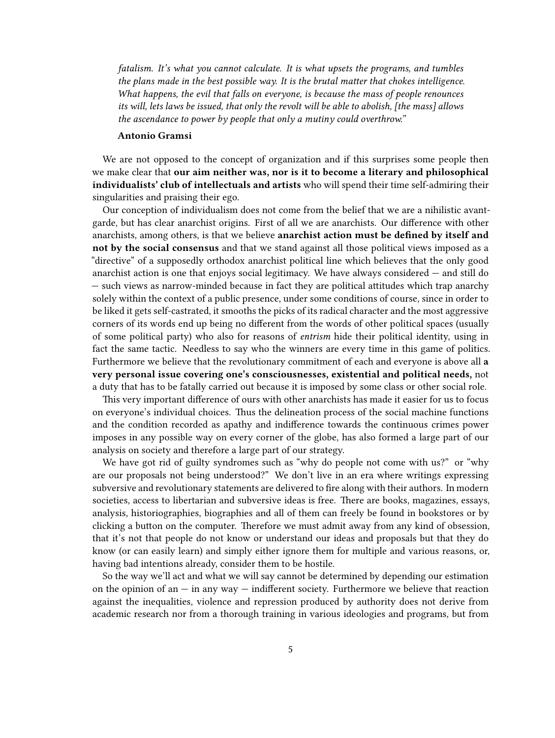> *fatalism. It's what you cannot calculate. It is what upsets the programs, and tumbles the plans made in the best possible way. It is the brutal matter that chokes intelligence. What happens, the evil that falls on everyone, is because the mass of people renounces its will, lets laws be issued, that only the revolt will be able to abolish, [the mass] allows the ascendance to power by people that only a mutiny could overthrow."*
>
> **Antonio Gramsi**

We are not opposed to the concept of organization and if this surprises some people then we make clear that **our aim neither was, nor is it to become a literary and philosophical individualists' club of intellectuals and artists** who will spend their time self-admiring their singularities and praising their ego.

Our conception of individualism does not come from the belief that we are a nihilistic avant-garde, but has clear anarchist origins. First of all we are anarchists. Our difference with other anarchists, among others, is that we believe **anarchist action must be defined by itself and not by the social consensus** and that we stand against all those political views imposed as a "directive" of a supposedly orthodox anarchist political line which believes that the only good anarchist action is one that enjoys social legitimacy. We have always considered — and still do — such views as narrow-minded because in fact they are political attitudes which trap anarchy solely within the context of a public presence, under some conditions of course, since in order to be liked it gets self-castrated, it smooths the picks of its radical character and the most aggressive corners of its words end up being no different from the words of other political spaces (usually of some political party) who also for reasons of *entrism* hide their political identity, using in fact the same tactic. Needless to say who the winners are every time in this game of politics. Furthermore we believe that the revolutionary commitment of each and everyone is above all **a very personal issue covering one's consciousnesses, existential and political needs,** not a duty that has to be fatally carried out because it is imposed by some class or other social role.

This very important difference of ours with other anarchists has made it easier for us to focus on everyone's individual choices. Thus the delineation process of the social machine functions and the condition recorded as apathy and indifference towards the continuous crimes power imposes in any possible way on every corner of the globe, has also formed a large part of our analysis on society and therefore a large part of our strategy.

We have got rid of guilty syndromes such as "why do people not come with us?" or "why are our proposals not being understood?" We don't live in an era where writings expressing subversive and revolutionary statements are delivered to fire along with their authors. In modern societies, access to libertarian and subversive ideas is free. There are books, magazines, essays, analysis, historiographies, biographies and all of them can freely be found in bookstores or by clicking a button on the computer. Therefore we must admit away from any kind of obsession, that it's not that people do not know or understand our ideas and proposals but that they do know (or can easily learn) and simply either ignore them for multiple and various reasons, or, having bad intentions already, consider them to be hostile.

So the way we'll act and what we will say cannot be determined by depending our estimation on the opinion of an — in any way — indifferent society. Furthermore we believe that reaction against the inequalities, violence and repression produced by authority does not derive from academic research nor from a thorough training in various ideologies and programs, but from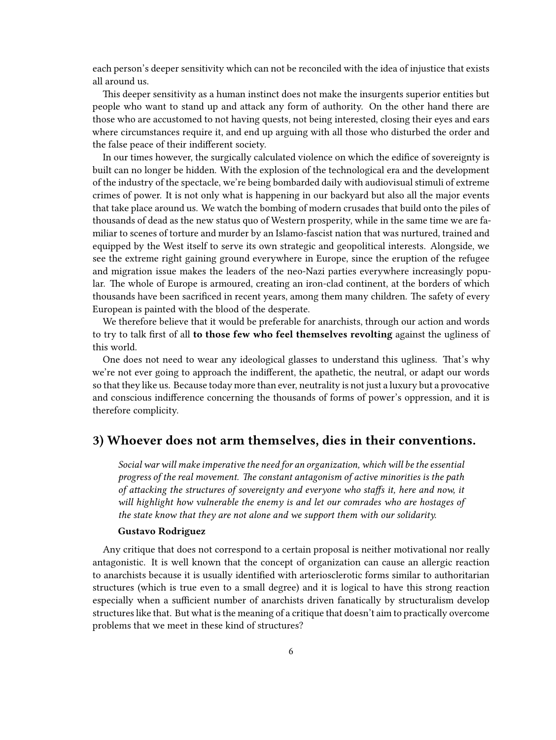each person's deeper sensitivity which can not be reconciled with the idea of injustice that exists all around us.

This deeper sensitivity as a human instinct does not make the insurgents superior entities but people who want to stand up and attack any form of authority. On the other hand there are those who are accustomed to not having quests, not being interested, closing their eyes and ears where circumstances require it, and end up arguing with all those who disturbed the order and the false peace of their indifferent society.

In our times however, the surgically calculated violence on which the edifice of sovereignty is built can no longer be hidden. With the explosion of the technological era and the development of the industry of the spectacle, we're being bombarded daily with audiovisual stimuli of extreme crimes of power. It is not only what is happening in our backyard but also all the major events that take place around us. We watch the bombing of modern crusades that build onto the piles of thousands of dead as the new status quo of Western prosperity, while in the same time we are familiar to scenes of torture and murder by an Islamo-fascist nation that was nurtured, trained and equipped by the West itself to serve its own strategic and geopolitical interests. Alongside, we see the extreme right gaining ground everywhere in Europe, since the eruption of the refugee and migration issue makes the leaders of the neo-Nazi parties everywhere increasingly popular. The whole of Europe is armoured, creating an iron-clad continent, at the borders of which thousands have been sacrificed in recent years, among them many children. The safety of every European is painted with the blood of the desperate.

We therefore believe that it would be preferable for anarchists, through our action and words to try to talk first of all **to those few who feel themselves revolting** against the ugliness of this world.

One does not need to wear any ideological glasses to understand this ugliness. That's why we're not ever going to approach the indifferent, the apathetic, the neutral, or adapt our words so that they like us. Because today more than ever, neutrality is not just a luxury but a provocative and conscious indifference concerning the thousands of forms of power's oppression, and it is therefore complicity.

## 3) Whoever does not arm themselves, dies in their conventions.

> *Social war will make imperative the need for an organization, which will be the essential progress of the real movement. The constant antagonism of active minorities is the path of attacking the structures of sovereignty and everyone who staffs it, here and now, it will highlight how vulnerable the enemy is and let our comrades who are hostages of the state know that they are not alone and we support them with our solidarity.*
>
> **Gustavo Rodriguez**

Any critique that does not correspond to a certain proposal is neither motivational nor really antagonistic. It is well known that the concept of organization can cause an allergic reaction to anarchists because it is usually identified with arteriosclerotic forms similar to authoritarian structures (which is true even to a small degree) and it is logical to have this strong reaction especially when a sufficient number of anarchists driven fanatically by structuralism develop structures like that. But what is the meaning of a critique that doesn't aim to practically overcome problems that we meet in these kind of structures?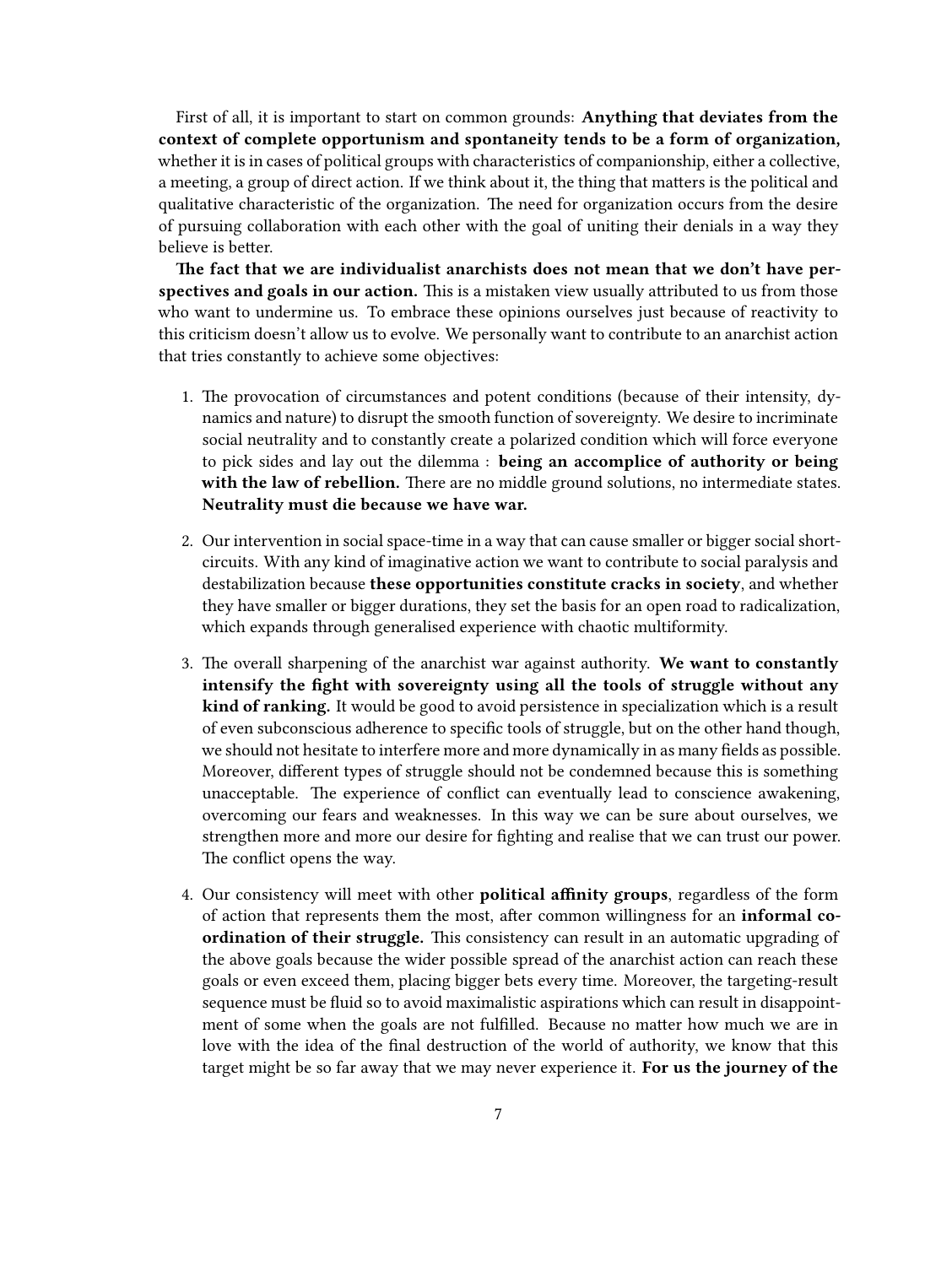First of all, it is important to start on common grounds: **Anything that deviates from the context of complete opportunism and spontaneity tends to be a form of organization,** whether it is in cases of political groups with characteristics of companionship, either a collective, a meeting, a group of direct action. If we think about it, the thing that matters is the political and qualitative characteristic of the organization. The need for organization occurs from the desire of pursuing collaboration with each other with the goal of uniting their denials in a way they believe is better.

**The fact that we are individualist anarchists does not mean that we don't have perspectives and goals in our action.** This is a mistaken view usually attributed to us from those who want to undermine us. To embrace these opinions ourselves just because of reactivity to this criticism doesn't allow us to evolve. We personally want to contribute to an anarchist action that tries constantly to achieve some objectives:

1. The provocation of circumstances and potent conditions (because of their intensity, dynamics and nature) to disrupt the smooth function of sovereignty. We desire to incriminate social neutrality and to constantly create a polarized condition which will force everyone to pick sides and lay out the dilemma : **being an accomplice of authority or being with the law of rebellion.** There are no middle ground solutions, no intermediate states. **Neutrality must die because we have war.**

2. Our intervention in social space-time in a way that can cause smaller or bigger social short-circuits. With any kind of imaginative action we want to contribute to social paralysis and destabilization because **these opportunities constitute cracks in society**, and whether they have smaller or bigger durations, they set the basis for an open road to radicalization, which expands through generalised experience with chaotic multiformity.

3. The overall sharpening of the anarchist war against authority. **We want to constantly intensify the fight with sovereignty using all the tools of struggle without any kind of ranking.** It would be good to avoid persistence in specialization which is a result of even subconscious adherence to specific tools of struggle, but on the other hand though, we should not hesitate to interfere more and more dynamically in as many fields as possible. Moreover, different types of struggle should not be condemned because this is something unacceptable. The experience of conflict can eventually lead to conscience awakening, overcoming our fears and weaknesses. In this way we can be sure about ourselves, we strengthen more and more our desire for fighting and realise that we can trust our power. The conflict opens the way.

4. Our consistency will meet with other **political affinity groups**, regardless of the form of action that represents them the most, after common willingness for an **informal co-ordination of their struggle.** This consistency can result in an automatic upgrading of the above goals because the wider possible spread of the anarchist action can reach these goals or even exceed them, placing bigger bets every time. Moreover, the targeting-result sequence must be fluid so to avoid maximalistic aspirations which can result in disappointment of some when the goals are not fulfilled. Because no matter how much we are in love with the idea of the final destruction of the world of authority, we know that this target might be so far away that we may never experience it. **For us the journey of the**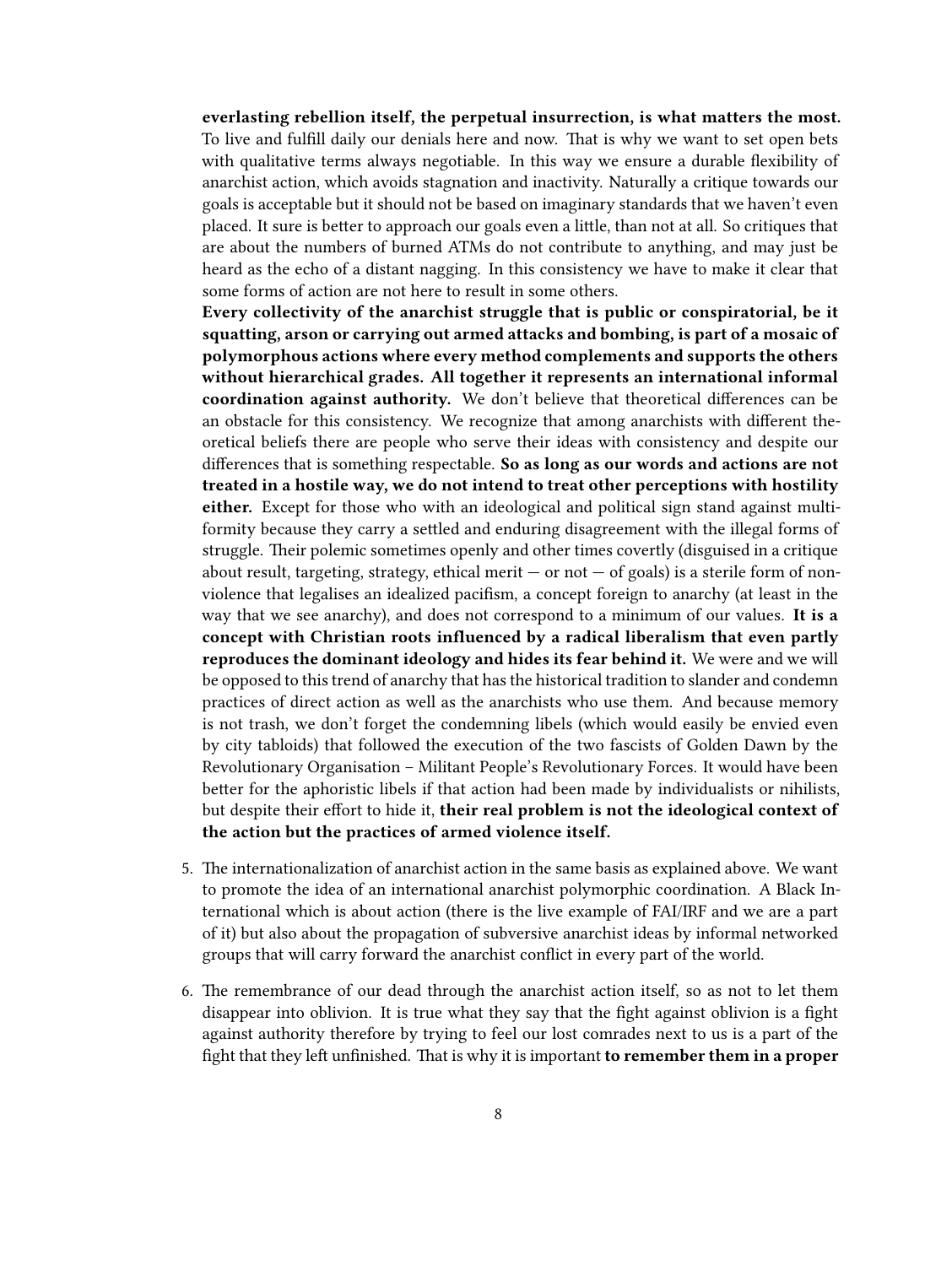**everlasting rebellion itself, the perpetual insurrection, is what matters the most.** To live and fulfill daily our denials here and now. That is why we want to set open bets with qualitative terms always negotiable. In this way we ensure a durable flexibility of anarchist action, which avoids stagnation and inactivity. Naturally a critique towards our goals is acceptable but it should not be based on imaginary standards that we haven't even placed. It sure is better to approach our goals even a little, than not at all. So critiques that are about the numbers of burned ATMs do not contribute to anything, and may just be heard as the echo of a distant nagging. In this consistency we have to make it clear that some forms of action are not here to result in some others.

**Every collectivity of the anarchist struggle that is public or conspiratorial, be it squatting, arson or carrying out armed attacks and bombing, is part of a mosaic of polymorphous actions where every method complements and supports the others without hierarchical grades. All together it represents an international informal coordination against authority.** We don't believe that theoretical differences can be an obstacle for this consistency. We recognize that among anarchists with different theoretical beliefs there are people who serve their ideas with consistency and despite our differences that is something respectable. **So as long as our words and actions are not treated in a hostile way, we do not intend to treat other perceptions with hostility either.** Except for those who with an ideological and political sign stand against multiformity because they carry a settled and enduring disagreement with the illegal forms of struggle. Their polemic sometimes openly and other times covertly (disguised in a critique about result, targeting, strategy, ethical merit — or not — of goals) is a sterile form of nonviolence that legalises an idealized pacifism, a concept foreign to anarchy (at least in the way that we see anarchy), and does not correspond to a minimum of our values. **It is a concept with Christian roots influenced by a radical liberalism that even partly reproduces the dominant ideology and hides its fear behind it.** We were and we will be opposed to this trend of anarchy that has the historical tradition to slander and condemn practices of direct action as well as the anarchists who use them. And because memory is not trash, we don't forget the condemning libels (which would easily be envied even by city tabloids) that followed the execution of the two fascists of Golden Dawn by the Revolutionary Organisation – Militant People's Revolutionary Forces. It would have been better for the aphoristic libels if that action had been made by individualists or nihilists, but despite their effort to hide it, **their real problem is not the ideological context of the action but the practices of armed violence itself.**

5. The internationalization of anarchist action in the same basis as explained above. We want to promote the idea of an international anarchist polymorphic coordination. A Black International which is about action (there is the live example of FAI/IRF and we are a part of it) but also about the propagation of subversive anarchist ideas by informal networked groups that will carry forward the anarchist conflict in every part of the world.

6. The remembrance of our dead through the anarchist action itself, so as not to let them disappear into oblivion. It is true what they say that the fight against oblivion is a fight against authority therefore by trying to feel our lost comrades next to us is a part of the fight that they left unfinished. That is why it is important **to remember them in a proper**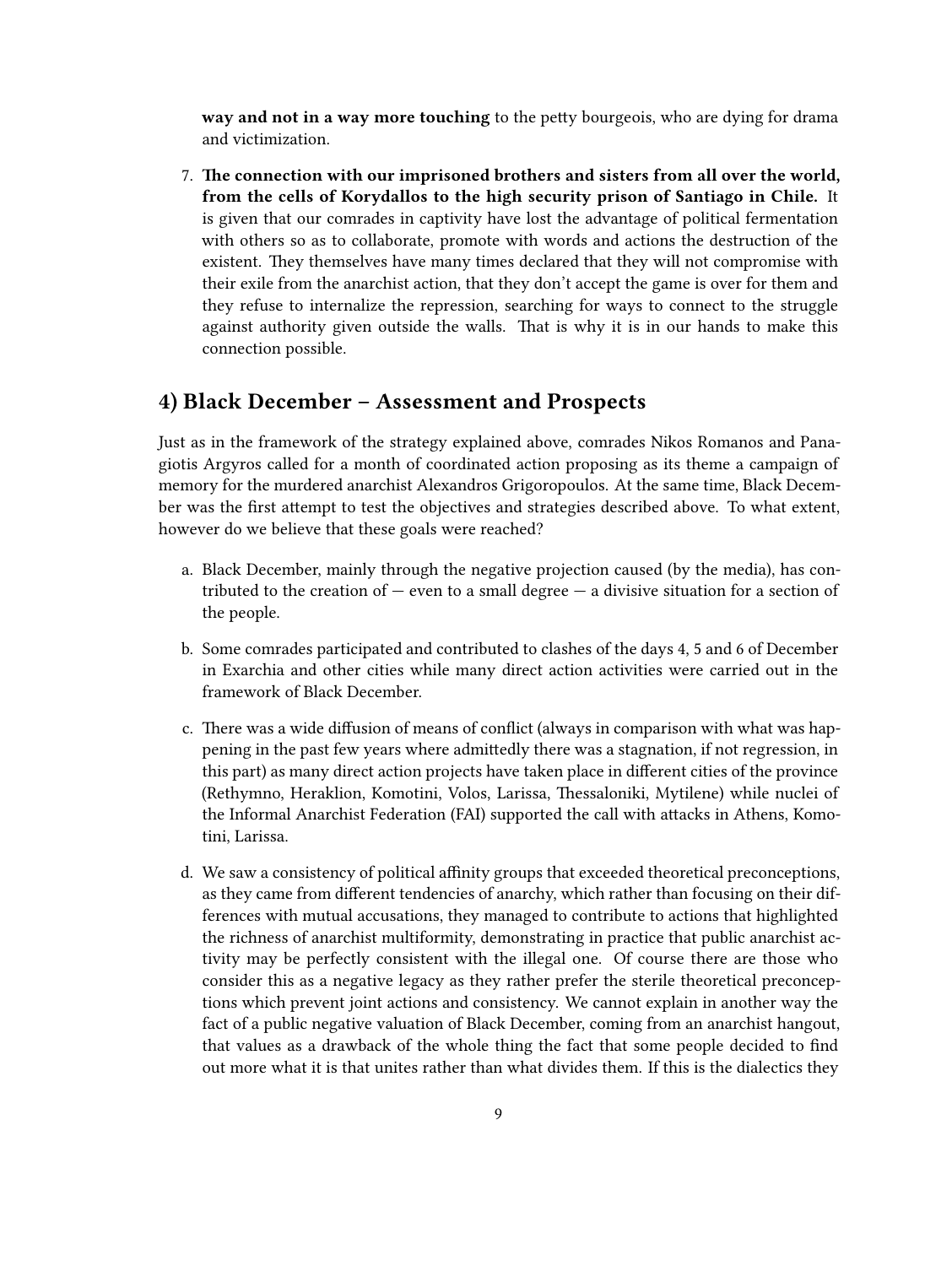**way and not in a way more touching** to the petty bourgeois, who are dying for drama and victimization.

7. **The connection with our imprisoned brothers and sisters from all over the world, from the cells of Korydallos to the high security prison of Santiago in Chile.** It is given that our comrades in captivity have lost the advantage of political fermentation with others so as to collaborate, promote with words and actions the destruction of the existent. They themselves have many times declared that they will not compromise with their exile from the anarchist action, that they don't accept the game is over for them and they refuse to internalize the repression, searching for ways to connect to the struggle against authority given outside the walls. That is why it is in our hands to make this connection possible.

## 4) Black December – Assessment and Prospects

Just as in the framework of the strategy explained above, comrades Nikos Romanos and Panagiotis Argyros called for a month of coordinated action proposing as its theme a campaign of memory for the murdered anarchist Alexandros Grigoropoulos. At the same time, Black December was the first attempt to test the objectives and strategies described above. To what extent, however do we believe that these goals were reached?

a. Black December, mainly through the negative projection caused (by the media), has contributed to the creation of — even to a small degree — a divisive situation for a section of the people.

b. Some comrades participated and contributed to clashes of the days 4, 5 and 6 of December in Exarchia and other cities while many direct action activities were carried out in the framework of Black December.

c. There was a wide diffusion of means of conflict (always in comparison with what was happening in the past few years where admittedly there was a stagnation, if not regression, in this part) as many direct action projects have taken place in different cities of the province (Rethymno, Heraklion, Komotini, Volos, Larissa, Thessaloniki, Mytilene) while nuclei of the Informal Anarchist Federation (FAI) supported the call with attacks in Athens, Komotini, Larissa.

d. We saw a consistency of political affinity groups that exceeded theoretical preconceptions, as they came from different tendencies of anarchy, which rather than focusing on their differences with mutual accusations, they managed to contribute to actions that highlighted the richness of anarchist multiformity, demonstrating in practice that public anarchist activity may be perfectly consistent with the illegal one. Of course there are those who consider this as a negative legacy as they rather prefer the sterile theoretical preconceptions which prevent joint actions and consistency. We cannot explain in another way the fact of a public negative valuation of Black December, coming from an anarchist hangout, that values as a drawback of the whole thing the fact that some people decided to find out more what it is that unites rather than what divides them. If this is the dialectics they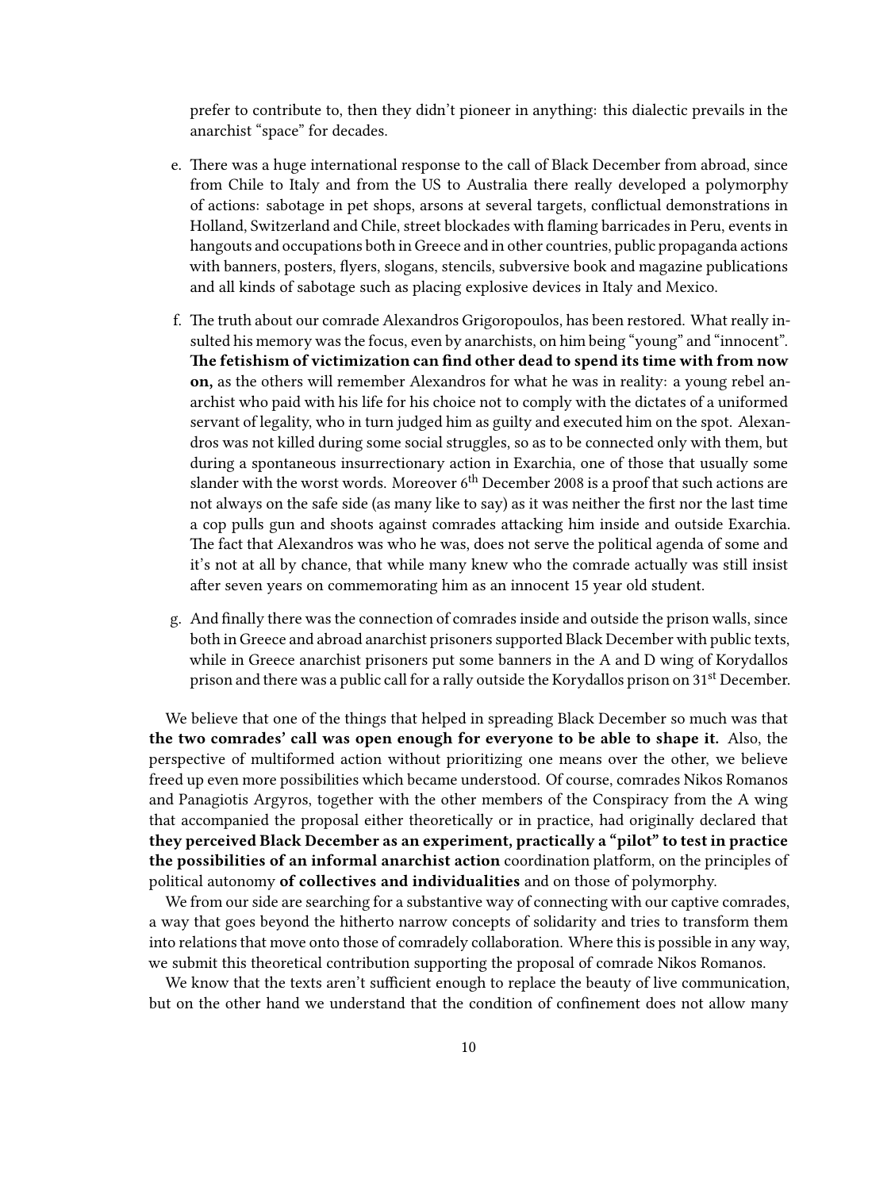prefer to contribute to, then they didn't pioneer in anything: this dialectic prevails in the anarchist "space" for decades.

e. There was a huge international response to the call of Black December from abroad, since from Chile to Italy and from the US to Australia there really developed a polymorphy of actions: sabotage in pet shops, arsons at several targets, conflictual demonstrations in Holland, Switzerland and Chile, street blockades with flaming barricades in Peru, events in hangouts and occupations both in Greece and in other countries, public propaganda actions with banners, posters, flyers, slogans, stencils, subversive book and magazine publications and all kinds of sabotage such as placing explosive devices in Italy and Mexico.

f. The truth about our comrade Alexandros Grigoropoulos, has been restored. What really insulted his memory was the focus, even by anarchists, on him being "young" and "innocent". **The fetishism of victimization can find other dead to spend its time with from now on,** as the others will remember Alexandros for what he was in reality: a young rebel anarchist who paid with his life for his choice not to comply with the dictates of a uniformed servant of legality, who in turn judged him as guilty and executed him on the spot. Alexandros was not killed during some social struggles, so as to be connected only with them, but during a spontaneous insurrectionary action in Exarchia, one of those that usually some slander with the worst words. Moreover 6th December 2008 is a proof that such actions are not always on the safe side (as many like to say) as it was neither the first nor the last time a cop pulls gun and shoots against comrades attacking him inside and outside Exarchia. The fact that Alexandros was who he was, does not serve the political agenda of some and it's not at all by chance, that while many knew who the comrade actually was still insist after seven years on commemorating him as an innocent 15 year old student.

g. And finally there was the connection of comrades inside and outside the prison walls, since both in Greece and abroad anarchist prisoners supported Black December with public texts, while in Greece anarchist prisoners put some banners in the A and D wing of Korydallos prison and there was a public call for a rally outside the Korydallos prison on 31st December.

We believe that one of the things that helped in spreading Black December so much was that **the two comrades' call was open enough for everyone to be able to shape it.** Also, the perspective of multiformed action without prioritizing one means over the other, we believe freed up even more possibilities which became understood. Of course, comrades Nikos Romanos and Panagiotis Argyros, together with the other members of the Conspiracy from the A wing that accompanied the proposal either theoretically or in practice, had originally declared that **they perceived Black December as an experiment, practically a "pilot" to test in practice the possibilities of an informal anarchist action** coordination platform, on the principles of political autonomy **of collectives and individualities** and on those of polymorphy.

We from our side are searching for a substantive way of connecting with our captive comrades, a way that goes beyond the hitherto narrow concepts of solidarity and tries to transform them into relations that move onto those of comradely collaboration. Where this is possible in any way, we submit this theoretical contribution supporting the proposal of comrade Nikos Romanos.

We know that the texts aren't sufficient enough to replace the beauty of live communication, but on the other hand we understand that the condition of confinement does not allow many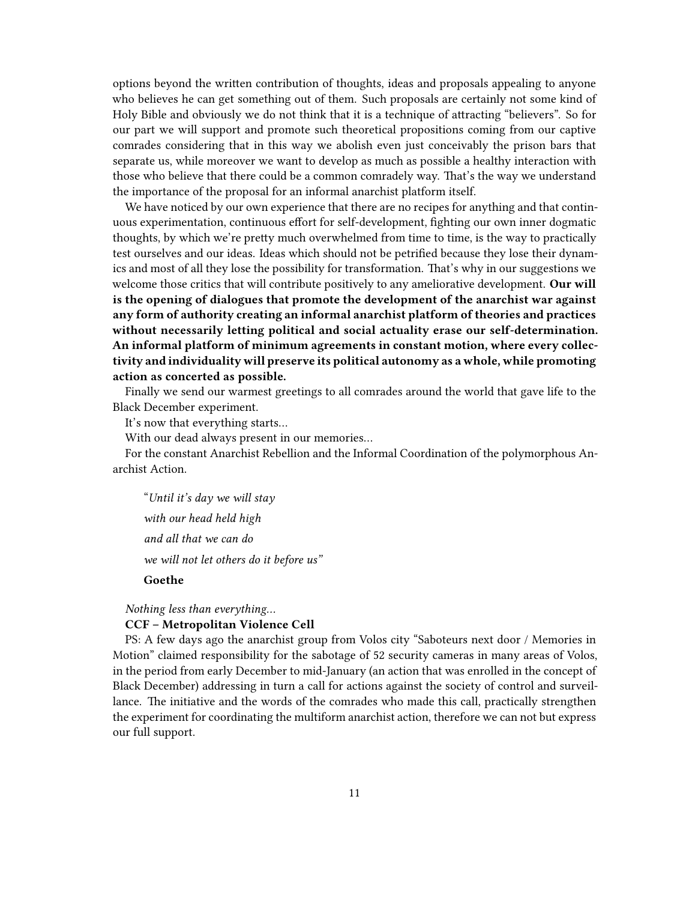options beyond the written contribution of thoughts, ideas and proposals appealing to anyone who believes he can get something out of them. Such proposals are certainly not some kind of Holy Bible and obviously we do not think that it is a technique of attracting "believers". So for our part we will support and promote such theoretical propositions coming from our captive comrades considering that in this way we abolish even just conceivably the prison bars that separate us, while moreover we want to develop as much as possible a healthy interaction with those who believe that there could be a common comradely way. That's the way we understand the importance of the proposal for an informal anarchist platform itself.

We have noticed by our own experience that there are no recipes for anything and that continuous experimentation, continuous effort for self-development, fighting our own inner dogmatic thoughts, by which we're pretty much overwhelmed from time to time, is the way to practically test ourselves and our ideas. Ideas which should not be petrified because they lose their dynamics and most of all they lose the possibility for transformation. That's why in our suggestions we welcome those critics that will contribute positively to any ameliorative development. **Our will is the opening of dialogues that promote the development of the anarchist war against any form of authority creating an informal anarchist platform of theories and practices without necessarily letting political and social actuality erase our self-determination. An informal platform of minimum agreements in constant motion, where every collectivity and individuality will preserve its political autonomy as a whole, while promoting action as concerted as possible.**

Finally we send our warmest greetings to all comrades around the world that gave life to the Black December experiment.

It's now that everything starts…

With our dead always present in our memories…

For the constant Anarchist Rebellion and the Informal Coordination of the polymorphous Anarchist Action.

> "*Until it's day we will stay*
>
> *with our head held high*
>
> *and all that we can do*
>
> *we will not let others do it before us"*
>
> **Goethe**

*Nothing less than everything…*

**CCF – Metropolitan Violence Cell**

PS: A few days ago the anarchist group from Volos city "Saboteurs next door / Memories in Motion" claimed responsibility for the sabotage of 52 security cameras in many areas of Volos, in the period from early December to mid-January (an action that was enrolled in the concept of Black December) addressing in turn a call for actions against the society of control and surveillance. The initiative and the words of the comrades who made this call, practically strengthen the experiment for coordinating the multiform anarchist action, therefore we can not but express our full support.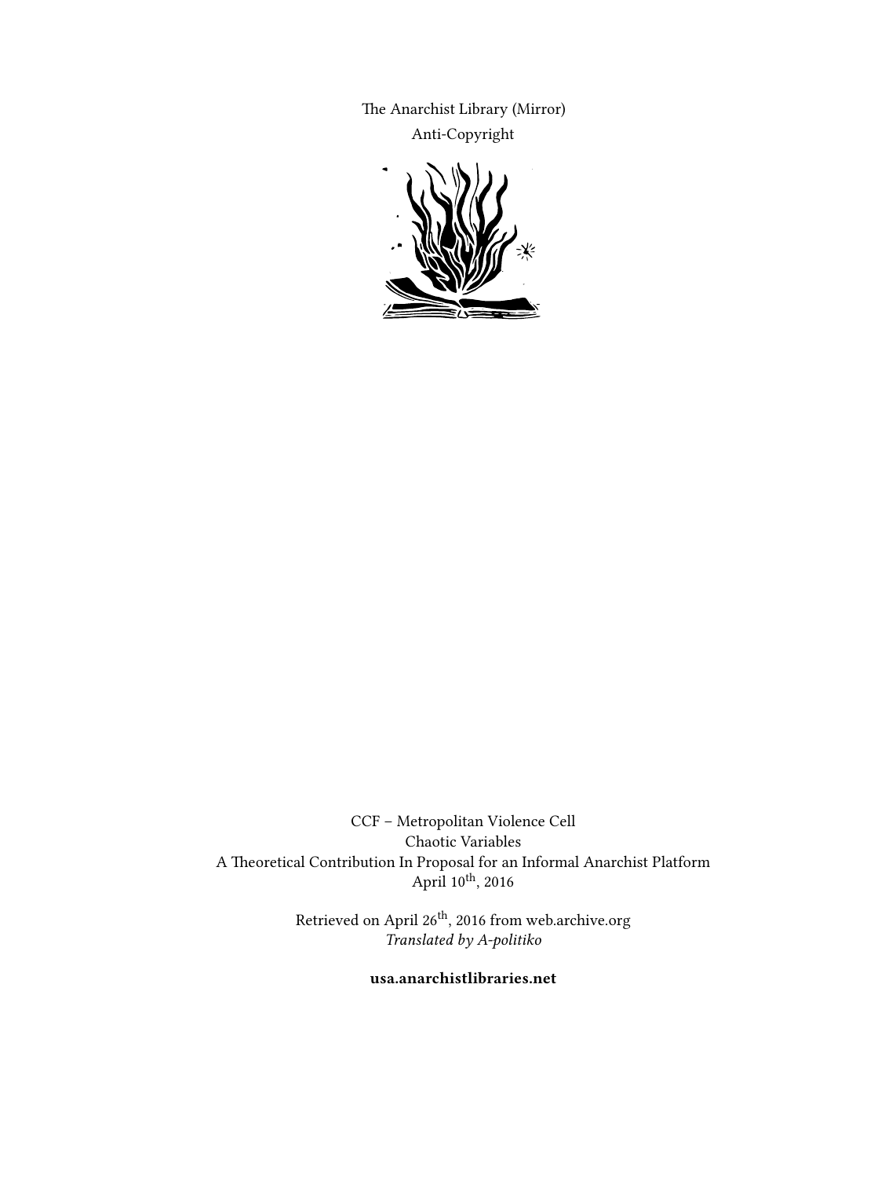The Anarchist Library (Mirror)
Anti-Copyright

CCF – Metropolitan Violence Cell
Chaotic Variables
A Theoretical Contribution In Proposal for an Informal Anarchist Platform
April 10th, 2016

Retrieved on April 26th, 2016 from web.archive.org
*Translated by A-politiko*

**usa.anarchistlibraries.net**